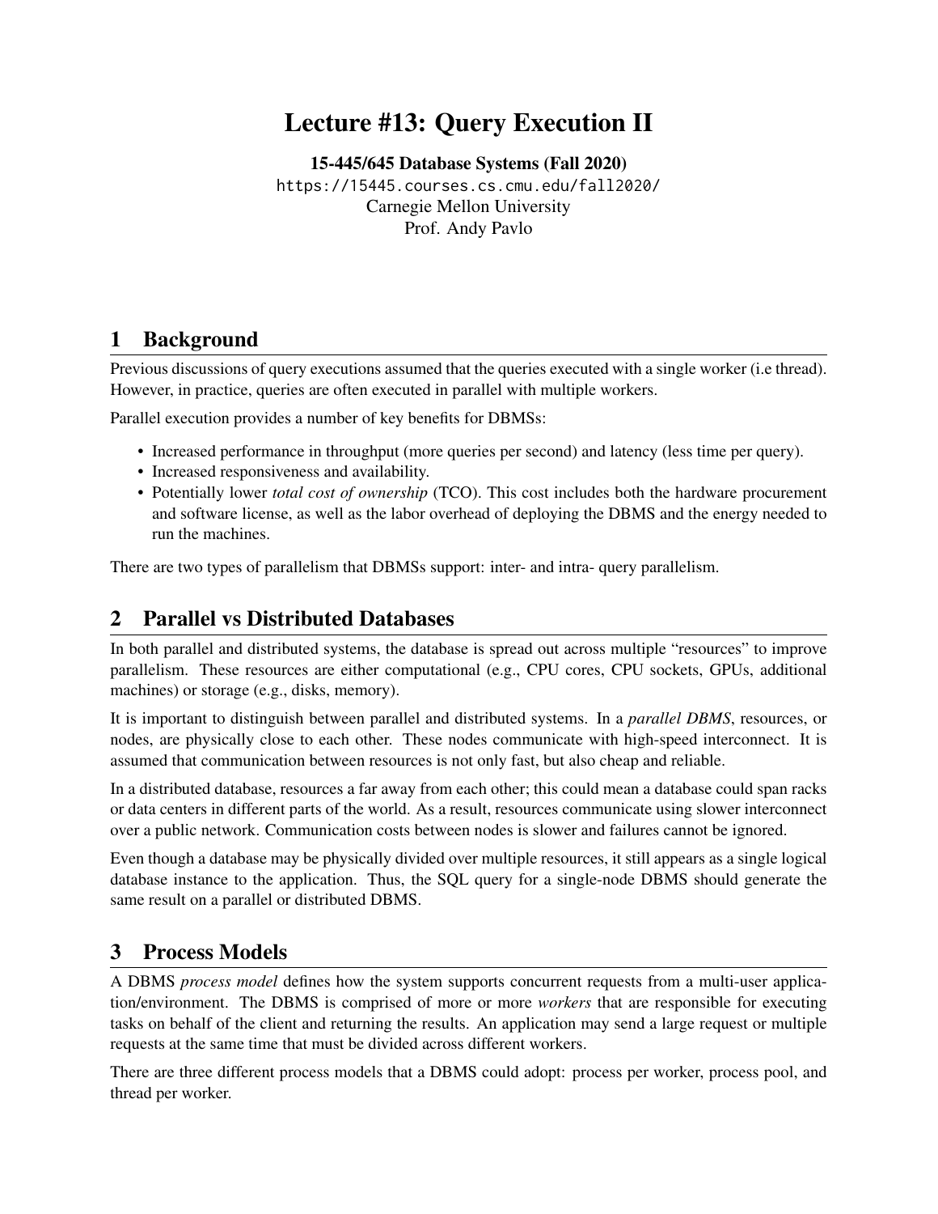# Lecture #13: Query Execution II

**15-445/645 Database Systems (Fall 2020)**

https://15445.courses.cs.cmu.edu/fall2020/

Carnegie Mellon University

Prof. Andy Pavlo

## 1 Background

Previous discussions of query executions assumed that the queries executed with a single worker (i.e thread). However, in practice, queries are often executed in parallel with multiple workers.

Parallel execution provides a number of key benefits for DBMSs:

- Increased performance in throughput (more queries per second) and latency (less time per query).
- Increased responsiveness and availability.
- Potentially lower *total cost of ownership* (TCO). This cost includes both the hardware procurement and software license, as well as the labor overhead of deploying the DBMS and the energy needed to run the machines.

There are two types of parallelism that DBMSs support: inter- and intra- query parallelism.

## 2 Parallel vs Distributed Databases

In both parallel and distributed systems, the database is spread out across multiple "resources" to improve parallelism. These resources are either computational (e.g., CPU cores, CPU sockets, GPUs, additional machines) or storage (e.g., disks, memory).

It is important to distinguish between parallel and distributed systems. In a *parallel DBMS*, resources, or nodes, are physically close to each other. These nodes communicate with high-speed interconnect. It is assumed that communication between resources is not only fast, but also cheap and reliable.

In a distributed database, resources a far away from each other; this could mean a database could span racks or data centers in different parts of the world. As a result, resources communicate using slower interconnect over a public network. Communication costs between nodes is slower and failures cannot be ignored.

Even though a database may be physically divided over multiple resources, it still appears as a single logical database instance to the application. Thus, the SQL query for a single-node DBMS should generate the same result on a parallel or distributed DBMS.

## 3 Process Models

A DBMS *process model* defines how the system supports concurrent requests from a multi-user application/environment. The DBMS is comprised of more or more *workers* that are responsible for executing tasks on behalf of the client and returning the results. An application may send a large request or multiple requests at the same time that must be divided across different workers.

There are three different process models that a DBMS could adopt: process per worker, process pool, and thread per worker.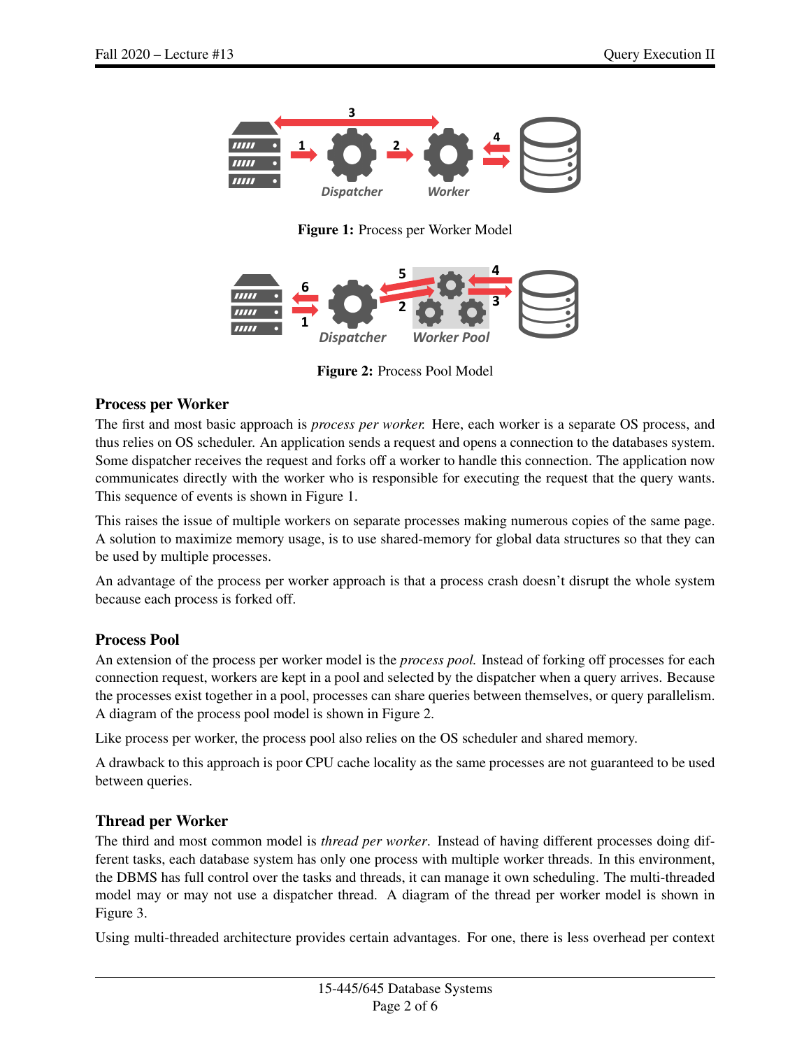**Figure 1:** Process per Worker Model

**Figure 2:** Process Pool Model

### Process per Worker

The first and most basic approach is *process per worker.* Here, each worker is a separate OS process, and thus relies on OS scheduler. An application sends a request and opens a connection to the databases system. Some dispatcher receives the request and forks off a worker to handle this connection. The application now communicates directly with the worker who is responsible for executing the request that the query wants. This sequence of events is shown in Figure 1.

This raises the issue of multiple workers on separate processes making numerous copies of the same page. A solution to maximize memory usage, is to use shared-memory for global data structures so that they can be used by multiple processes.

An advantage of the process per worker approach is that a process crash doesn't disrupt the whole system because each process is forked off.

### Process Pool

An extension of the process per worker model is the *process pool.* Instead of forking off processes for each connection request, workers are kept in a pool and selected by the dispatcher when a query arrives. Because the processes exist together in a pool, processes can share queries between themselves, or query parallelism. A diagram of the process pool model is shown in Figure 2.

Like process per worker, the process pool also relies on the OS scheduler and shared memory.

A drawback to this approach is poor CPU cache locality as the same processes are not guaranteed to be used between queries.

### Thread per Worker

The third and most common model is *thread per worker*. Instead of having different processes doing different tasks, each database system has only one process with multiple worker threads. In this environment, the DBMS has full control over the tasks and threads, it can manage it own scheduling. The multi-threaded model may or may not use a dispatcher thread. A diagram of the thread per worker model is shown in Figure 3.

Using multi-threaded architecture provides certain advantages. For one, there is less overhead per context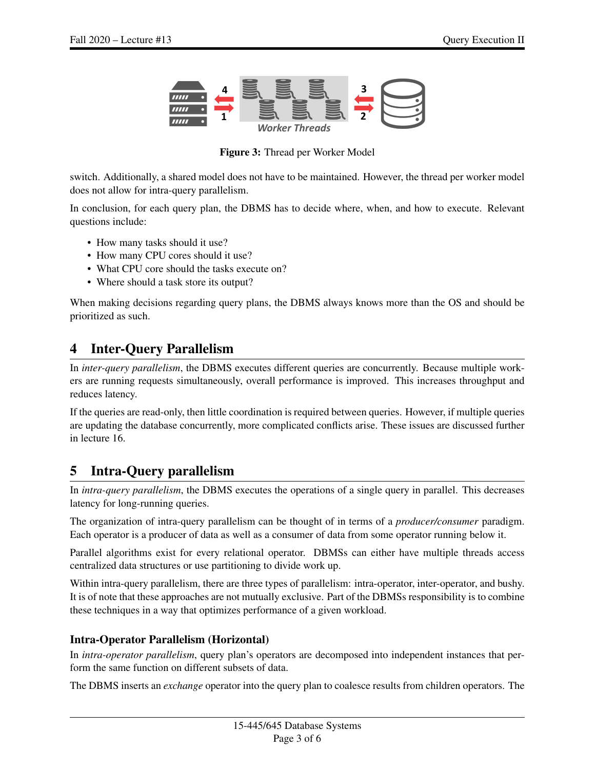Figure 3: Thread per Worker Model

switch. Additionally, a shared model does not have to be maintained. However, the thread per worker model does not allow for intra-query parallelism.

In conclusion, for each query plan, the DBMS has to decide where, when, and how to execute. Relevant questions include:

- How many tasks should it use?
- How many CPU cores should it use?
- What CPU core should the tasks execute on?
- Where should a task store its output?

When making decisions regarding query plans, the DBMS always knows more than the OS and should be prioritized as such.

## 4 Inter-Query Parallelism

In *inter-query parallelism*, the DBMS executes different queries are concurrently. Because multiple workers are running requests simultaneously, overall performance is improved. This increases throughput and reduces latency.

If the queries are read-only, then little coordination is required between queries. However, if multiple queries are updating the database concurrently, more complicated conflicts arise. These issues are discussed further in lecture 16.

## 5 Intra-Query parallelism

In *intra-query parallelism*, the DBMS executes the operations of a single query in parallel. This decreases latency for long-running queries.

The organization of intra-query parallelism can be thought of in terms of a *producer/consumer* paradigm. Each operator is a producer of data as well as a consumer of data from some operator running below it.

Parallel algorithms exist for every relational operator. DBMSs can either have multiple threads access centralized data structures or use partitioning to divide work up.

Within intra-query parallelism, there are three types of parallelism: intra-operator, inter-operator, and bushy. It is of note that these approaches are not mutually exclusive. Part of the DBMSs responsibility is to combine these techniques in a way that optimizes performance of a given workload.

### Intra-Operator Parallelism (Horizontal)

In *intra-operator parallelism*, query plan's operators are decomposed into independent instances that perform the same function on different subsets of data.

The DBMS inserts an *exchange* operator into the query plan to coalesce results from children operators. The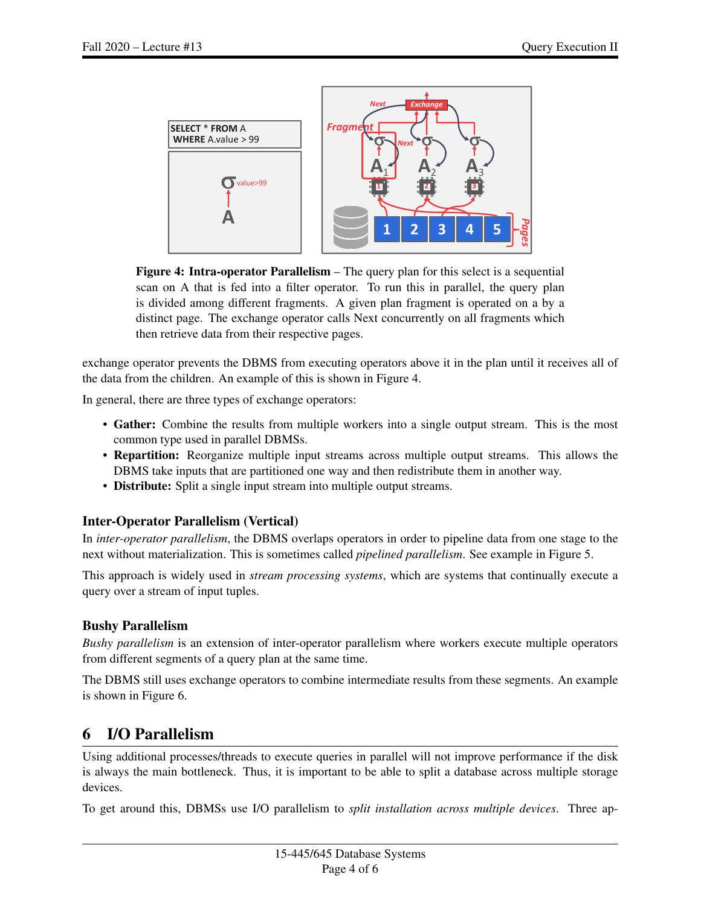**Figure 4: Intra-operator Parallelism** – The query plan for this select is a sequential scan on A that is fed into a filter operator. To run this in parallel, the query plan is divided among different fragments. A given plan fragment is operated on a by a distinct page. The exchange operator calls Next concurrently on all fragments which then retrieve data from their respective pages.

exchange operator prevents the DBMS from executing operators above it in the plan until it receives all of the data from the children. An example of this is shown in Figure 4.

In general, there are three types of exchange operators:

- **Gather:** Combine the results from multiple workers into a single output stream. This is the most common type used in parallel DBMSs.
- **Repartition:** Reorganize multiple input streams across multiple output streams. This allows the DBMS take inputs that are partitioned one way and then redistribute them in another way.
- **Distribute:** Split a single input stream into multiple output streams.

### Inter-Operator Parallelism (Vertical)

In *inter-operator parallelism*, the DBMS overlaps operators in order to pipeline data from one stage to the next without materialization. This is sometimes called *pipelined parallelism*. See example in Figure 5.

This approach is widely used in *stream processing systems*, which are systems that continually execute a query over a stream of input tuples.

### Bushy Parallelism

*Bushy parallelism* is an extension of inter-operator parallelism where workers execute multiple operators from different segments of a query plan at the same time.

The DBMS still uses exchange operators to combine intermediate results from these segments. An example is shown in Figure 6.

## 6 I/O Parallelism

Using additional processes/threads to execute queries in parallel will not improve performance if the disk is always the main bottleneck. Thus, it is important to be able to split a database across multiple storage devices.

To get around this, DBMSs use I/O parallelism to *split installation across multiple devices*. Three ap-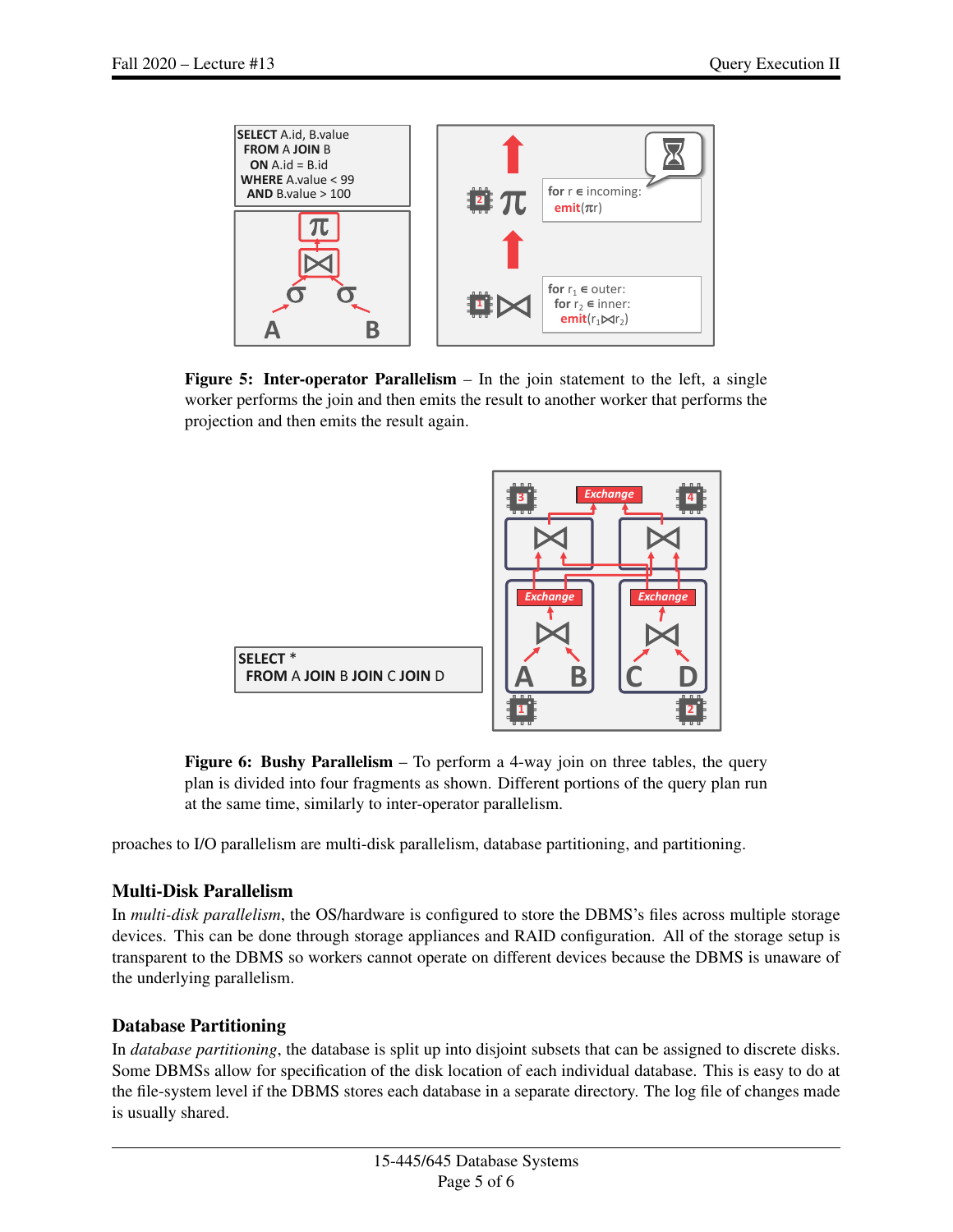**Figure 5: Inter-operator Parallelism** – In the join statement to the left, a single worker performs the join and then emits the result to another worker that performs the projection and then emits the result again.

**Figure 6: Bushy Parallelism** – To perform a 4-way join on three tables, the query plan is divided into four fragments as shown. Different portions of the query plan run at the same time, similarly to inter-operator parallelism.

proaches to I/O parallelism are multi-disk parallelism, database partitioning, and partitioning.

### Multi-Disk Parallelism

In *multi-disk parallelism*, the OS/hardware is configured to store the DBMS's files across multiple storage devices. This can be done through storage appliances and RAID configuration. All of the storage setup is transparent to the DBMS so workers cannot operate on different devices because the DBMS is unaware of the underlying parallelism.

### Database Partitioning

In *database partitioning*, the database is split up into disjoint subsets that can be assigned to discrete disks. Some DBMSs allow for specification of the disk location of each individual database. This is easy to do at the file-system level if the DBMS stores each database in a separate directory. The log file of changes made is usually shared.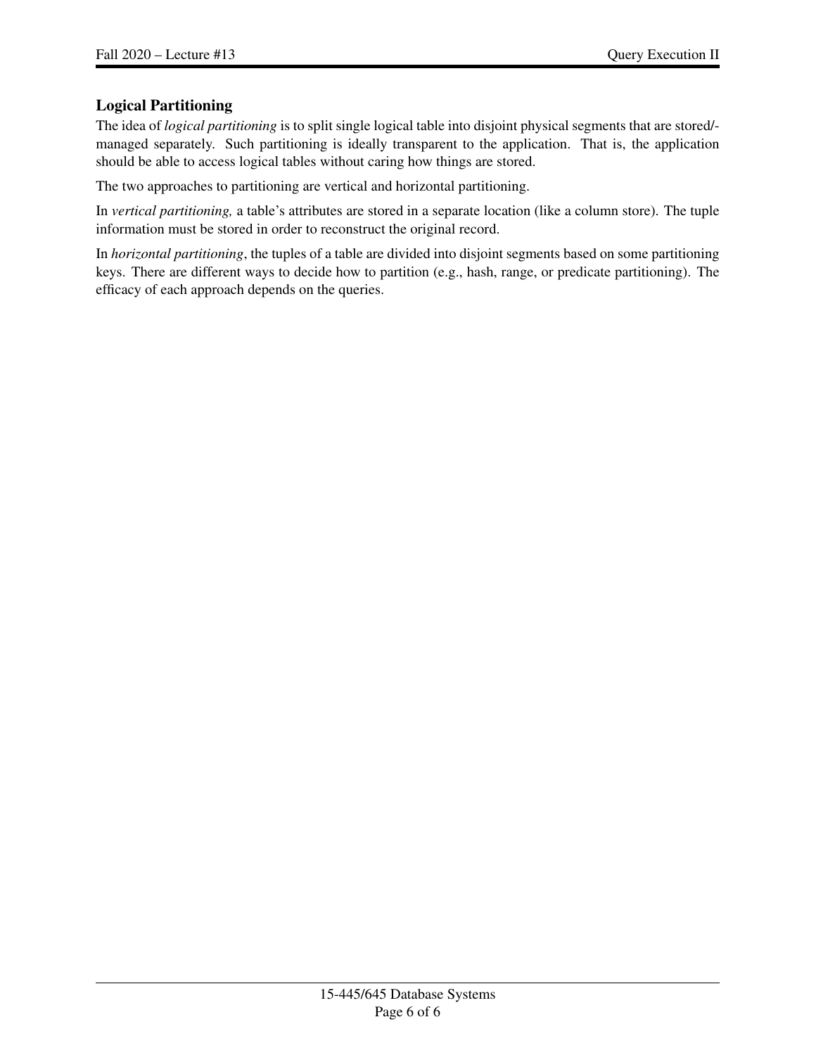## Logical Partitioning

The idea of *logical partitioning* is to split single logical table into disjoint physical segments that are stored/managed separately. Such partitioning is ideally transparent to the application. That is, the application should be able to access logical tables without caring how things are stored.

The two approaches to partitioning are vertical and horizontal partitioning.

In *vertical partitioning,* a table's attributes are stored in a separate location (like a column store). The tuple information must be stored in order to reconstruct the original record.

In *horizontal partitioning*, the tuples of a table are divided into disjoint segments based on some partitioning keys. There are different ways to decide how to partition (e.g., hash, range, or predicate partitioning). The efficacy of each approach depends on the queries.